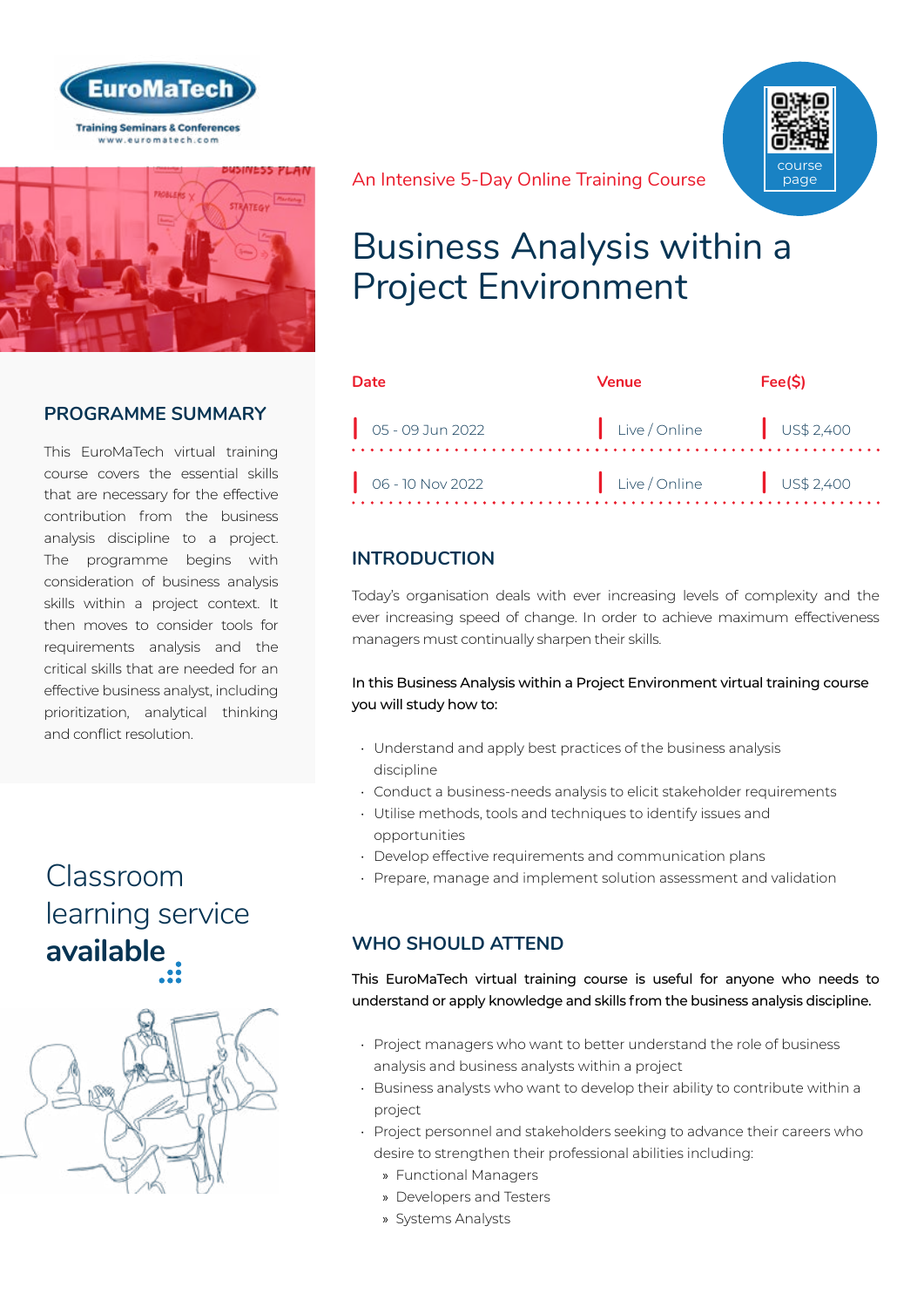EuroMaTech

Training Seminars & Conferences
www.euromatech.com

An Intensive 5-Day Online Training Course

course page

# Business Analysis within a Project Environment

| Date | Venue | Fee($) |
|---|---|---|
| 05 - 09 Jun 2022 | Live / Online | US$ 2,400 |
| 06 - 10 Nov 2022 | Live / Online | US$ 2,400 |

## PROGRAMME SUMMARY

This EuroMaTech virtual training course covers the essential skills that are necessary for the effective contribution from the business analysis discipline to a project. The programme begins with consideration of business analysis skills within a project context. It then moves to consider tools for requirements analysis and the critical skills that are needed for an effective business analyst, including prioritization, analytical thinking and conflict resolution.

Classroom learning service **available**

## INTRODUCTION

Today's organisation deals with ever increasing levels of complexity and the ever increasing speed of change. In order to achieve maximum effectiveness managers must continually sharpen their skills.

In this Business Analysis within a Project Environment virtual training course you will study how to:

- Understand and apply best practices of the business analysis discipline
- Conduct a business-needs analysis to elicit stakeholder requirements
- Utilise methods, tools and techniques to identify issues and opportunities
- Develop effective requirements and communication plans
- Prepare, manage and implement solution assessment and validation

## WHO SHOULD ATTEND

This EuroMaTech virtual training course is useful for anyone who needs to understand or apply knowledge and skills from the business analysis discipline.

- Project managers who want to better understand the role of business analysis and business analysts within a project
- Business analysts who want to develop their ability to contribute within a project
- Project personnel and stakeholders seeking to advance their careers who desire to strengthen their professional abilities including:
  - Functional Managers
  - Developers and Testers
  - Systems Analysts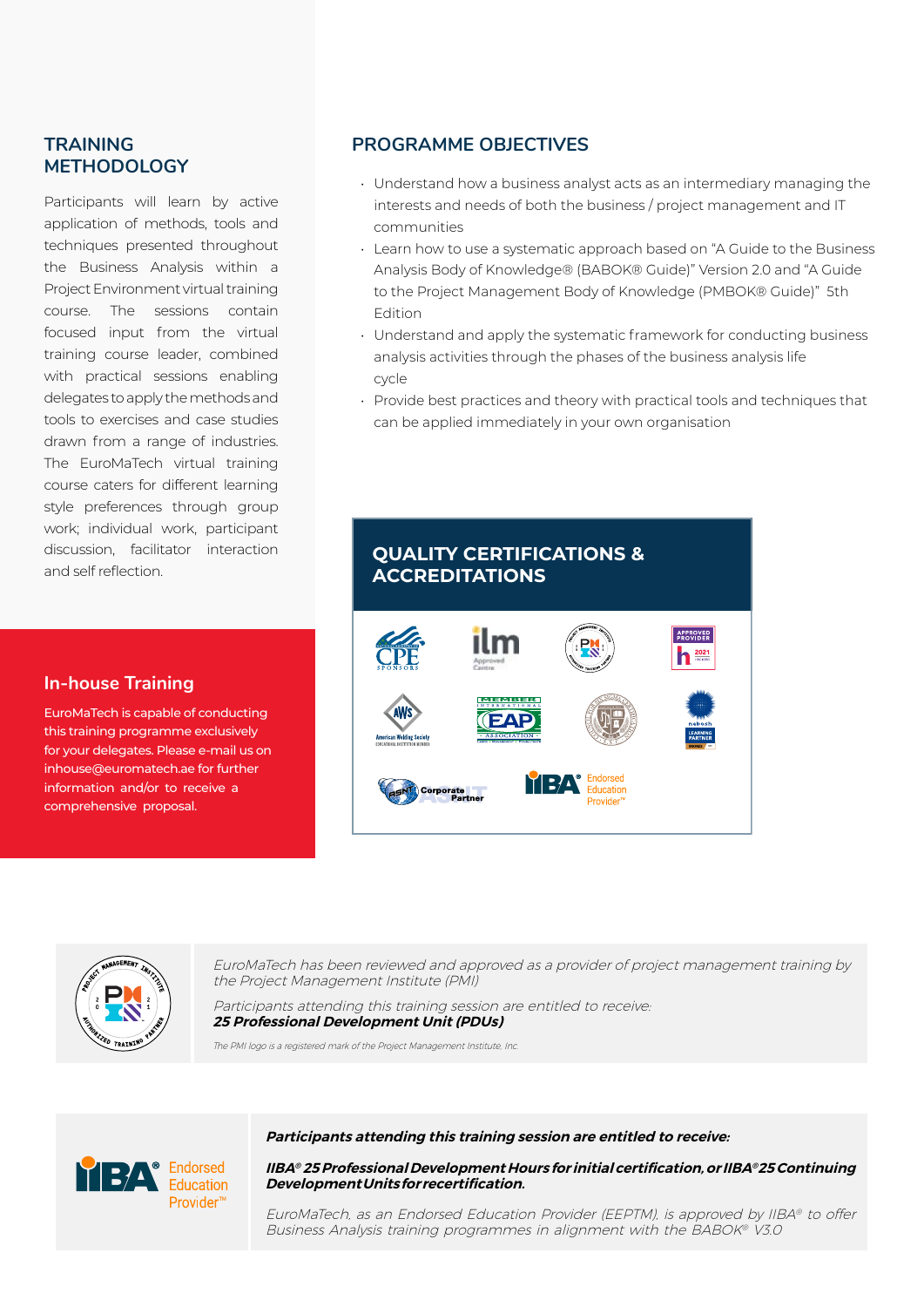## TRAINING METHODOLOGY

Participants will learn by active application of methods, tools and techniques presented throughout the Business Analysis within a Project Environment virtual training course. The sessions contain focused input from the virtual training course leader, combined with practical sessions enabling delegates to apply the methods and tools to exercises and case studies drawn from a range of industries. The EuroMaTech virtual training course caters for different learning style preferences through group work; individual work, participant discussion, facilitator interaction and self reflection.

## In-house Training

EuroMaTech is capable of conducting this training programme exclusively for your delegates. Please e-mail us on inhouse@euromatech.ae for further information and/or to receive a comprehensive proposal.

## PROGRAMME OBJECTIVES

- Understand how a business analyst acts as an intermediary managing the interests and needs of both the business / project management and IT communities
- Learn how to use a systematic approach based on "A Guide to the Business Analysis Body of Knowledge® (BABOK® Guide)" Version 2.0 and "A Guide to the Project Management Body of Knowledge (PMBOK® Guide)" 5th Edition
- Understand and apply the systematic framework for conducting business analysis activities through the phases of the business analysis life cycle
- Provide best practices and theory with practical tools and techniques that can be applied immediately in your own organisation

## QUALITY CERTIFICATIONS & ACCREDITATIONS

*EuroMaTech has been reviewed and approved as a provider of project management training by the Project Management Institute (PMI)*

*Participants attending this training session are entitled to receive:*
***25 Professional Development Unit (PDUs)***

*The PMI logo is a registered mark of the Project Management Institute, Inc.*

***Participants attending this training session are entitled to receive:***

***IIBA® 25 Professional Development Hours for initial certification, or IIBA® 25 Continuing Development Units for recertification.***

*EuroMaTech, as an Endorsed Education Provider (EEPTM), is approved by IIBA® to offer Business Analysis training programmes in alignment with the BABOK® V3.0*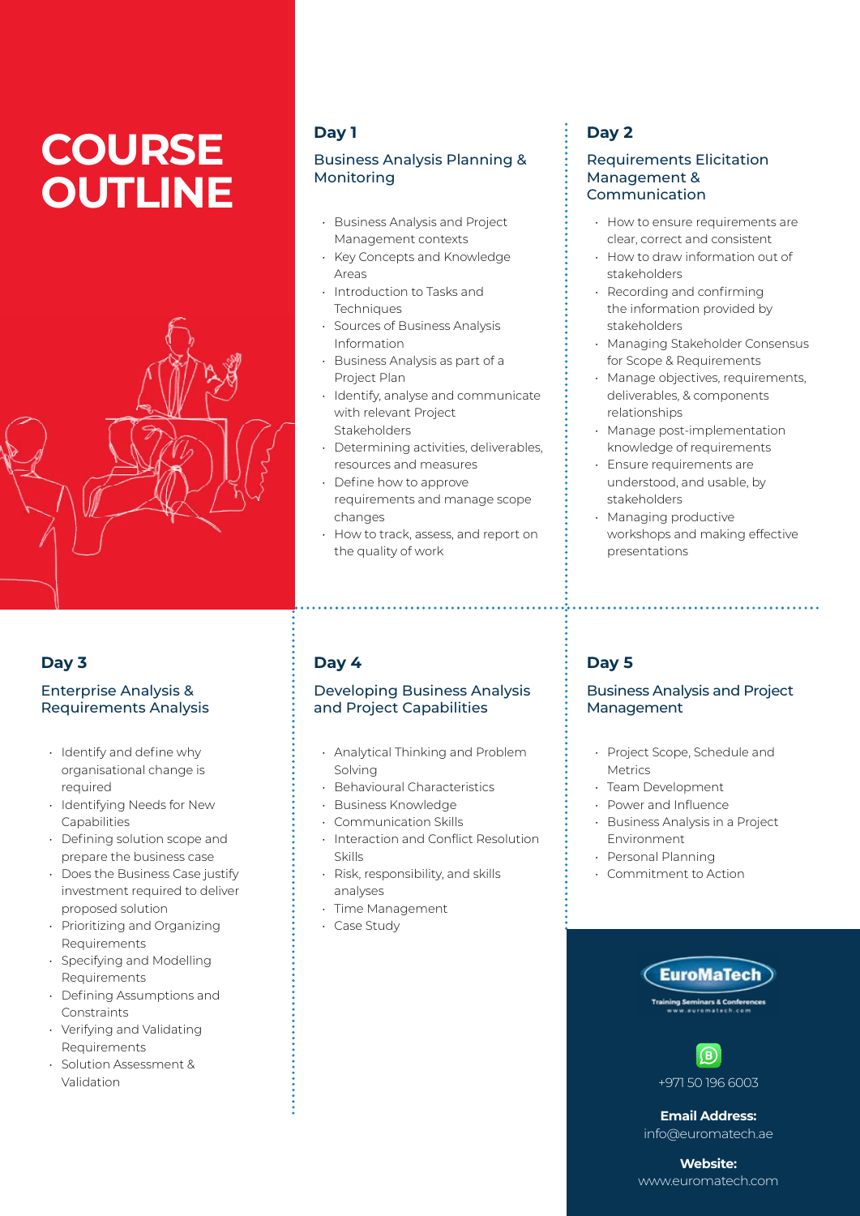# COURSE OUTLINE

## Day 1

### Business Analysis Planning & Monitoring

- Business Analysis and Project Management contexts
- Key Concepts and Knowledge Areas
- Introduction to Tasks and Techniques
- Sources of Business Analysis Information
- Business Analysis as part of a Project Plan
- Identify, analyse and communicate with relevant Project Stakeholders
- Determining activities, deliverables, resources and measures
- Define how to approve requirements and manage scope changes
- How to track, assess, and report on the quality of work

## Day 2

### Requirements Elicitation Management & Communication

- How to ensure requirements are clear, correct and consistent
- How to draw information out of stakeholders
- Recording and confirming the information provided by stakeholders
- Managing Stakeholder Consensus for Scope & Requirements
- Manage objectives, requirements, deliverables, & components relationships
- Manage post-implementation knowledge of requirements
- Ensure requirements are understood, and usable, by stakeholders
- Managing productive workshops and making effective presentations

## Day 3

### Enterprise Analysis & Requirements Analysis

- Identify and define why organisational change is required
- Identifying Needs for New Capabilities
- Defining solution scope and prepare the business case
- Does the Business Case justify investment required to deliver proposed solution
- Prioritizing and Organizing Requirements
- Specifying and Modelling Requirements
- Defining Assumptions and Constraints
- Verifying and Validating Requirements
- Solution Assessment & Validation

## Day 4

### Developing Business Analysis and Project Capabilities

- Analytical Thinking and Problem Solving
- Behavioural Characteristics
- Business Knowledge
- Communication Skills
- Interaction and Conflict Resolution Skills
- Risk, responsibility, and skills analyses
- Time Management
- Case Study

## Day 5

### Business Analysis and Project Management

- Project Scope, Schedule and Metrics
- Team Development
- Power and Influence
- Business Analysis in a Project Environment
- Personal Planning
- Commitment to Action

EuroMaTech
Training Seminars & Conferences
www.euromatech.com

+971 50 196 6003

**Email Address:**
info@euromatech.ae

**Website:**
www.euromatech.com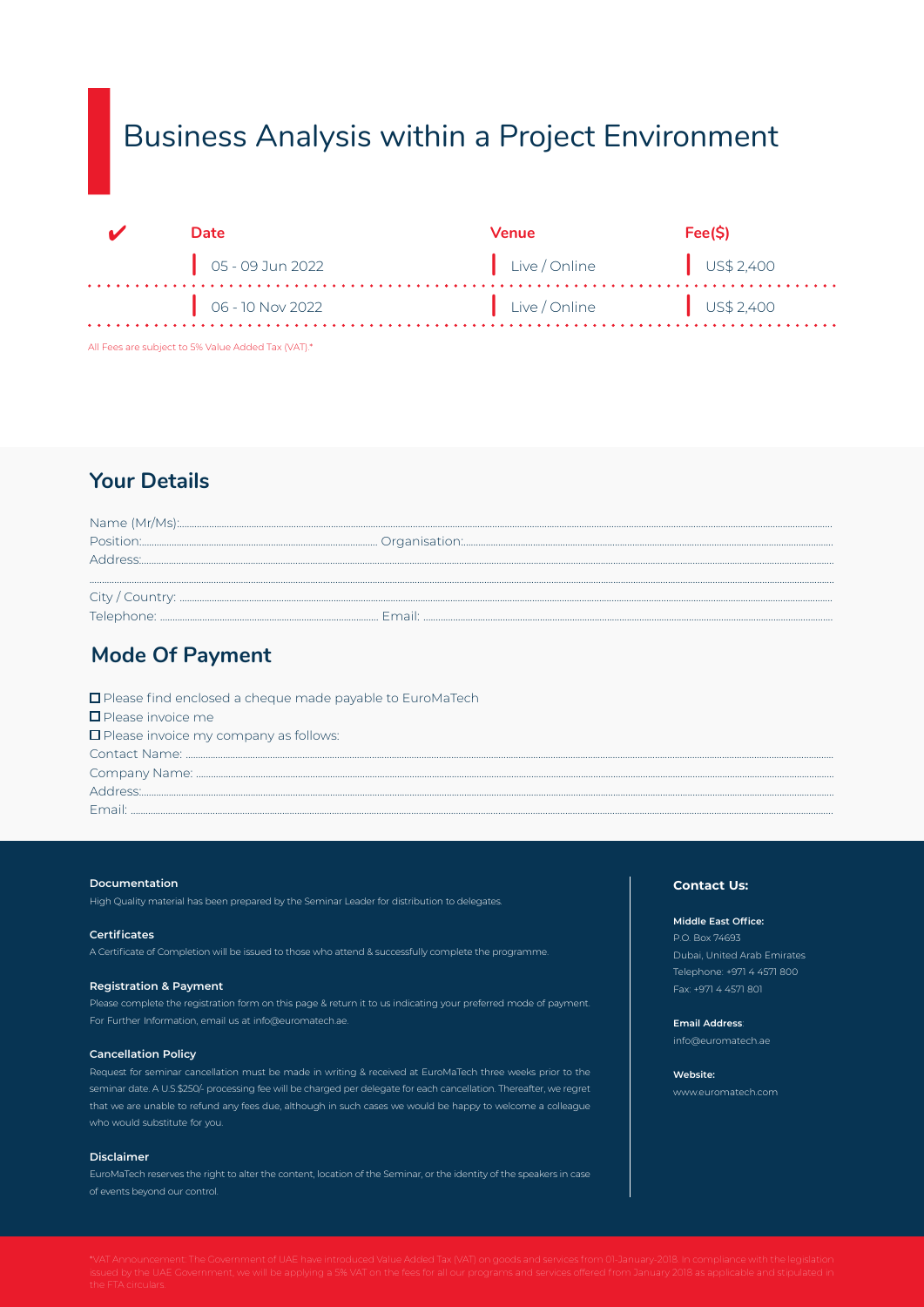# Business Analysis within a Project Environment

| ✔ | Date | Venue | Fee($) |
|---|---|---|---|
| | 05 - 09 Jun 2022 | Live / Online | US$ 2,400 |
| | 06 - 10 Nov 2022 | Live / Online | US$ 2,400 |

All Fees are subject to 5% Value Added Tax (VAT).*

## Your Details

Name (Mr/Ms):.....................................................................

Position:.................................... Organisation:....................................

Address:.....................................................................

.....................................................................

City / Country: .....................................................................

Telephone: .................................... Email: ....................................

## Mode Of Payment

☐ Please find enclosed a cheque made payable to EuroMaTech

☐ Please invoice me

☐ Please invoice my company as follows:

Contact Name: .....................................................................

Company Name: .....................................................................

Address:.....................................................................

Email: .....................................................................

**Documentation**

High Quality material has been prepared by the Seminar Leader for distribution to delegates.

**Certificates**

A Certificate of Completion will be issued to those who attend & successfully complete the programme.

**Registration & Payment**

Please complete the registration form on this page & return it to us indicating your preferred mode of payment. For Further Information, email us at info@euromatech.ae.

**Cancellation Policy**

Request for seminar cancellation must be made in writing & received at EuroMaTech three weeks prior to the seminar date. A U.S.$250/- processing fee will be charged per delegate for each cancellation. Thereafter, we regret that we are unable to refund any fees due, although in such cases we would be happy to welcome a colleague who would substitute for you.

**Disclaimer**

EuroMaTech reserves the right to alter the content, location of the Seminar, or the identity of the speakers in case of events beyond our control.

**Contact Us:**

**Middle East Office:**

P.O. Box 74693

Dubai, United Arab Emirates

Telephone: +971 4 4571 800

Fax: +971 4 4571 801

**Email Address**

info@euromatech.ae

**Website:**

www.euromatech.com

*VAT Announcement: The Government of UAE have introduced Value Added Tax (VAT) on goods and services from 01-January-2018. In compliance with the legislation issued by the UAE Government, we will be applying a 5% VAT on the fees for all our programs and services offered from January 2018 as applicable and stipulated in the FTA circulars.